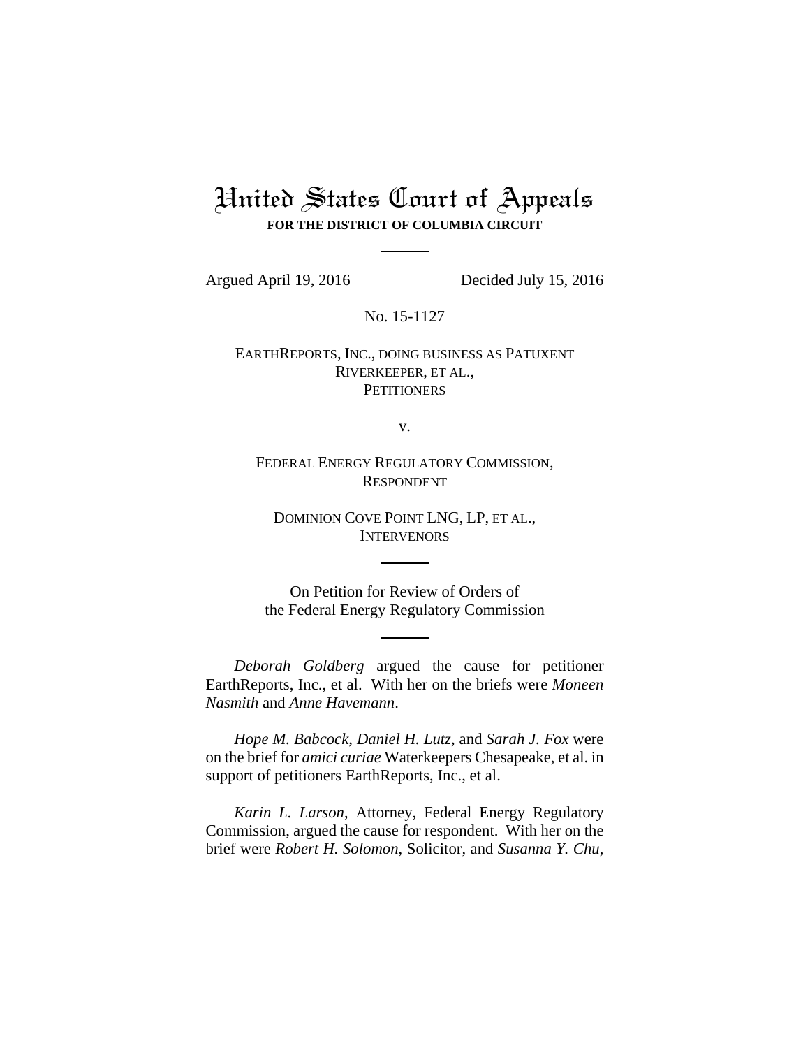# United States Court of Appeals

**FOR THE DISTRICT OF COLUMBIA CIRCUIT**

---

Argued April 19, 2016 Decided July 15, 2016

No. 15-1127

EARTHREPORTS, INC., DOING BUSINESS AS PATUXENT RIVERKEEPER, ET AL.,
PETITIONERS

v.

FEDERAL ENERGY REGULATORY COMMISSION,
RESPONDENT

DOMINION COVE POINT LNG, LP, ET AL.,
INTERVENORS

---

On Petition for Review of Orders of
the Federal Energy Regulatory Commission

---

*Deborah Goldberg* argued the cause for petitioner EarthReports, Inc., et al. With her on the briefs were *Moneen Nasmith* and *Anne Havemann*.

*Hope M. Babcock*, *Daniel H. Lutz*, and *Sarah J. Fox* were on the brief for *amici curiae* Waterkeepers Chesapeake, et al. in support of petitioners EarthReports, Inc., et al.

*Karin L. Larson*, Attorney, Federal Energy Regulatory Commission, argued the cause for respondent. With her on the brief were *Robert H. Solomon*, Solicitor, and *Susanna Y. Chu*,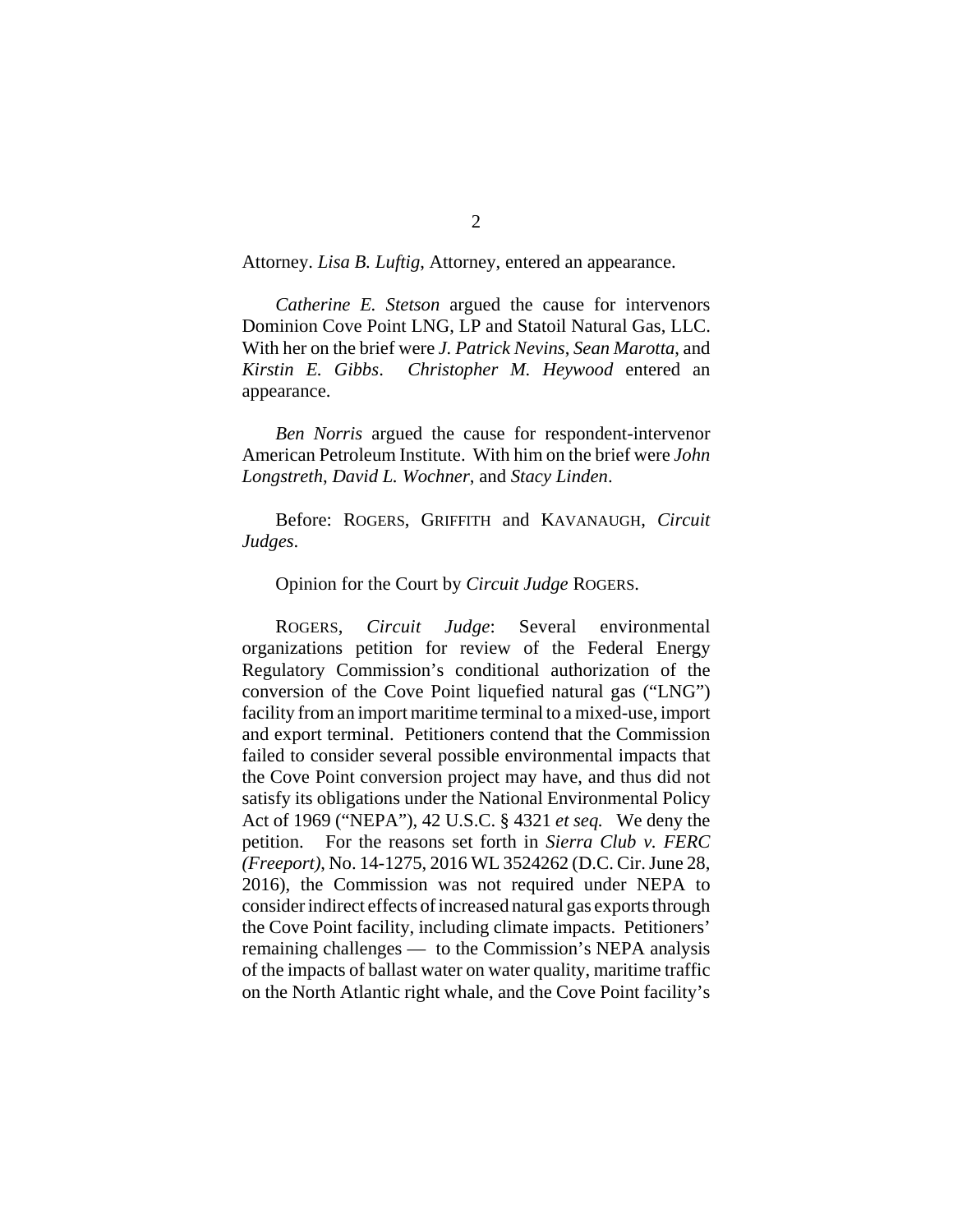Attorney. *Lisa B. Luftig*, Attorney, entered an appearance.

*Catherine E. Stetson* argued the cause for intervenors Dominion Cove Point LNG, LP and Statoil Natural Gas, LLC. With her on the brief were *J. Patrick Nevins*, *Sean Marotta*, and *Kirstin E. Gibbs*. *Christopher M. Heywood* entered an appearance.

*Ben Norris* argued the cause for respondent-intervenor American Petroleum Institute. With him on the brief were *John Longstreth*, *David L. Wochner*, and *Stacy Linden*.

Before: ROGERS, GRIFFITH and KAVANAUGH, *Circuit Judges*.

Opinion for the Court by *Circuit Judge* ROGERS.

ROGERS, *Circuit Judge*: Several environmental organizations petition for review of the Federal Energy Regulatory Commission's conditional authorization of the conversion of the Cove Point liquefied natural gas ("LNG") facility from an import maritime terminal to a mixed-use, import and export terminal. Petitioners contend that the Commission failed to consider several possible environmental impacts that the Cove Point conversion project may have, and thus did not satisfy its obligations under the National Environmental Policy Act of 1969 ("NEPA"), 42 U.S.C. § 4321 *et seq.* We deny the petition. For the reasons set forth in *Sierra Club v. FERC (Freeport)*, No. 14-1275, 2016 WL 3524262 (D.C. Cir. June 28, 2016), the Commission was not required under NEPA to consider indirect effects of increased natural gas exports through the Cove Point facility, including climate impacts. Petitioners' remaining challenges — to the Commission's NEPA analysis of the impacts of ballast water on water quality, maritime traffic on the North Atlantic right whale, and the Cove Point facility's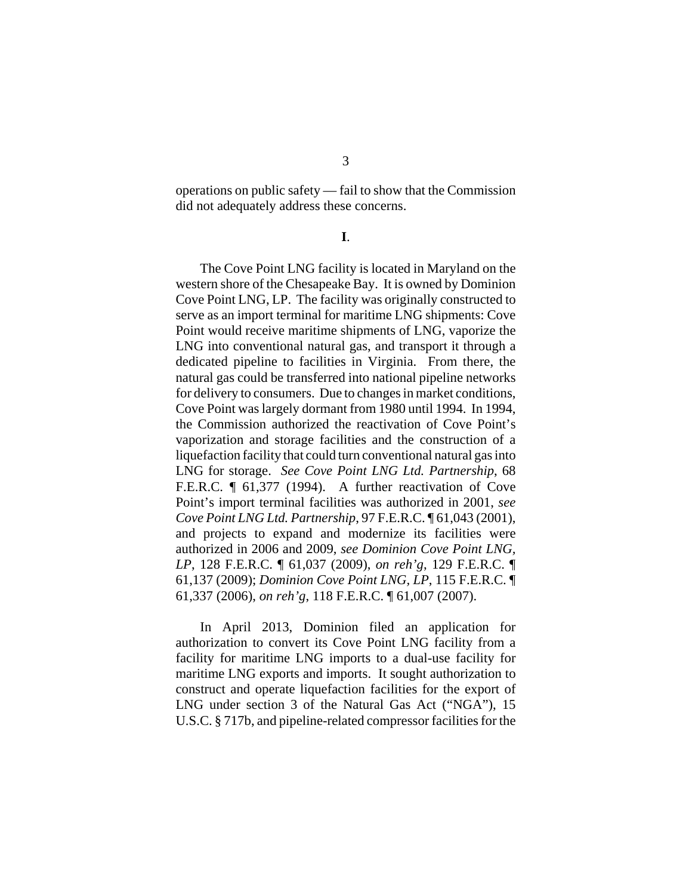operations on public safety — fail to show that the Commission did not adequately address these concerns.

## I.

The Cove Point LNG facility is located in Maryland on the western shore of the Chesapeake Bay. It is owned by Dominion Cove Point LNG, LP. The facility was originally constructed to serve as an import terminal for maritime LNG shipments: Cove Point would receive maritime shipments of LNG, vaporize the LNG into conventional natural gas, and transport it through a dedicated pipeline to facilities in Virginia. From there, the natural gas could be transferred into national pipeline networks for delivery to consumers. Due to changes in market conditions, Cove Point was largely dormant from 1980 until 1994. In 1994, the Commission authorized the reactivation of Cove Point's vaporization and storage facilities and the construction of a liquefaction facility that could turn conventional natural gas into LNG for storage. *See Cove Point LNG Ltd. Partnership*, 68 F.E.R.C. ¶ 61,377 (1994). A further reactivation of Cove Point's import terminal facilities was authorized in 2001, *see Cove Point LNG Ltd. Partnership*, 97 F.E.R.C. ¶ 61,043 (2001), and projects to expand and modernize its facilities were authorized in 2006 and 2009, *see Dominion Cove Point LNG, LP*, 128 F.E.R.C. ¶ 61,037 (2009), *on reh'g*, 129 F.E.R.C. ¶ 61,137 (2009); *Dominion Cove Point LNG, LP*, 115 F.E.R.C. ¶ 61,337 (2006), *on reh'g*, 118 F.E.R.C. ¶ 61,007 (2007).

In April 2013, Dominion filed an application for authorization to convert its Cove Point LNG facility from a facility for maritime LNG imports to a dual-use facility for maritime LNG exports and imports. It sought authorization to construct and operate liquefaction facilities for the export of LNG under section 3 of the Natural Gas Act ("NGA"), 15 U.S.C. § 717b, and pipeline-related compressor facilities for the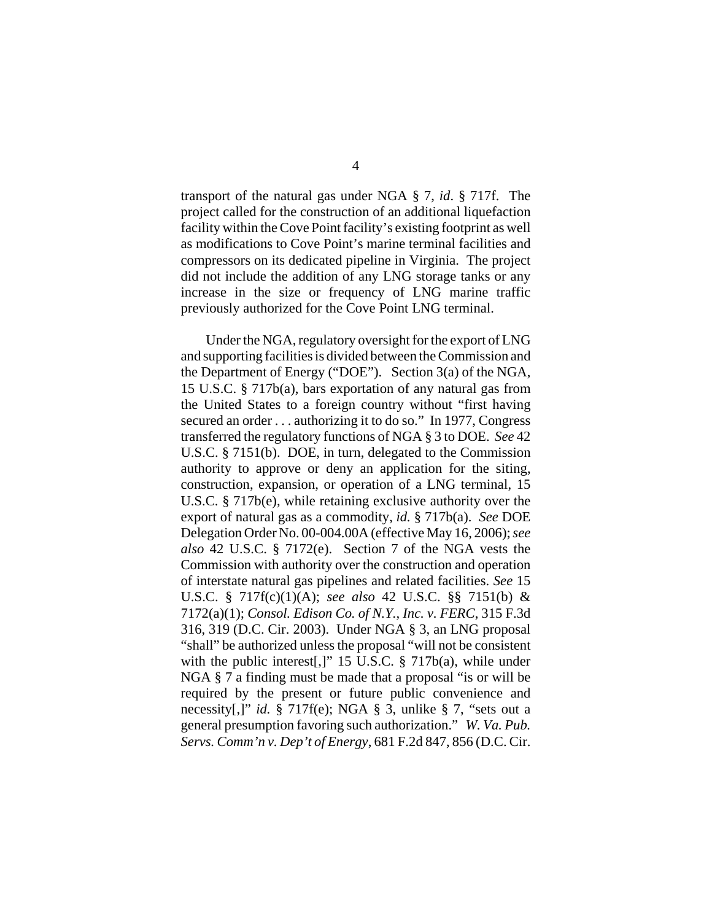transport of the natural gas under NGA § 7, *id*. § 717f. The project called for the construction of an additional liquefaction facility within the Cove Point facility's existing footprint as well as modifications to Cove Point's marine terminal facilities and compressors on its dedicated pipeline in Virginia. The project did not include the addition of any LNG storage tanks or any increase in the size or frequency of LNG marine traffic previously authorized for the Cove Point LNG terminal.

Under the NGA, regulatory oversight for the export of LNG and supporting facilities is divided between the Commission and the Department of Energy ("DOE"). Section 3(a) of the NGA, 15 U.S.C. § 717b(a), bars exportation of any natural gas from the United States to a foreign country without "first having secured an order . . . authorizing it to do so." In 1977, Congress transferred the regulatory functions of NGA § 3 to DOE. *See* 42 U.S.C. § 7151(b). DOE, in turn, delegated to the Commission authority to approve or deny an application for the siting, construction, expansion, or operation of a LNG terminal, 15 U.S.C. § 717b(e), while retaining exclusive authority over the export of natural gas as a commodity, *id.* § 717b(a). *See* DOE Delegation Order No. 00-004.00A (effective May 16, 2006); *see also* 42 U.S.C. § 7172(e). Section 7 of the NGA vests the Commission with authority over the construction and operation of interstate natural gas pipelines and related facilities. *See* 15 U.S.C. § 717f(c)(1)(A); *see also* 42 U.S.C. §§ 7151(b) & 7172(a)(1); *Consol. Edison Co. of N.Y., Inc. v. FERC*, 315 F.3d 316, 319 (D.C. Cir. 2003). Under NGA § 3, an LNG proposal "shall" be authorized unless the proposal "will not be consistent with the public interest[,]" 15 U.S.C. § 717b(a), while under NGA § 7 a finding must be made that a proposal "is or will be required by the present or future public convenience and necessity[,]" *id.* § 717f(e); NGA § 3, unlike § 7, "sets out a general presumption favoring such authorization." *W. Va. Pub. Servs. Comm'n v. Dep't of Energy*, 681 F.2d 847, 856 (D.C. Cir.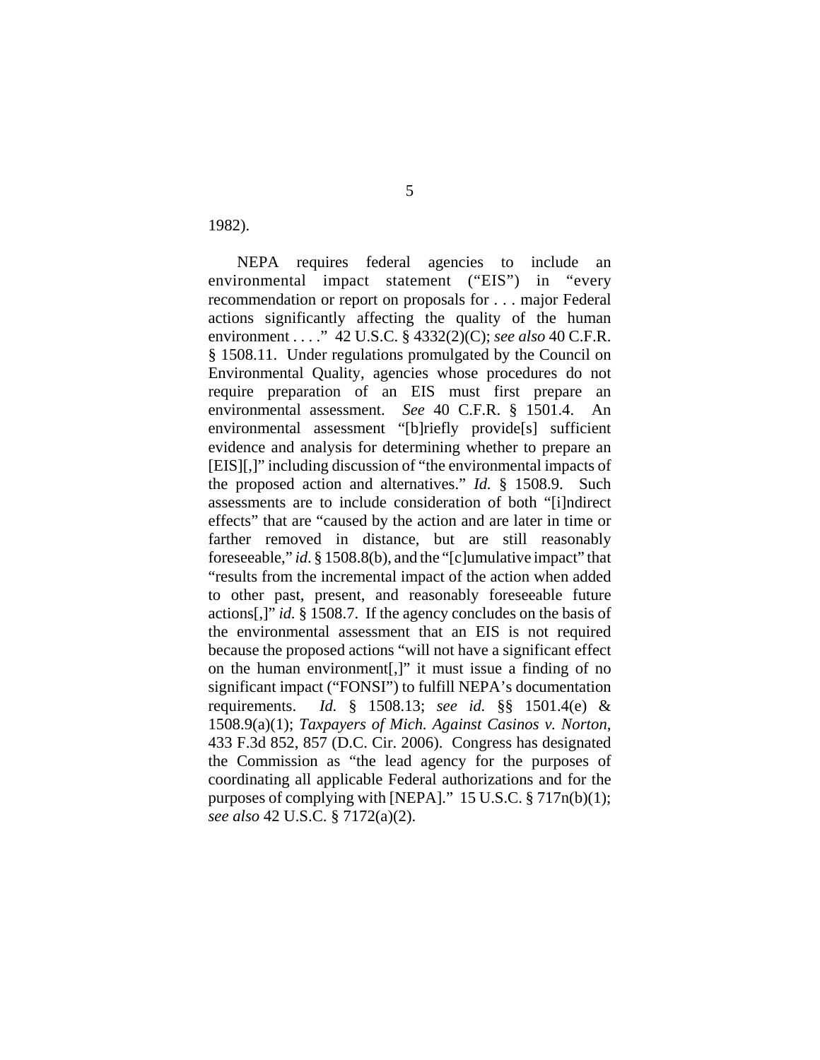1982).

NEPA requires federal agencies to include an environmental impact statement ("EIS") in "every recommendation or report on proposals for . . . major Federal actions significantly affecting the quality of the human environment . . . ." 42 U.S.C. § 4332(2)(C); *see also* 40 C.F.R. § 1508.11. Under regulations promulgated by the Council on Environmental Quality, agencies whose procedures do not require preparation of an EIS must first prepare an environmental assessment. *See* 40 C.F.R. § 1501.4. An environmental assessment "[b]riefly provide[s] sufficient evidence and analysis for determining whether to prepare an [EIS][,]" including discussion of "the environmental impacts of the proposed action and alternatives." *Id.* § 1508.9. Such assessments are to include consideration of both "[i]ndirect effects" that are "caused by the action and are later in time or farther removed in distance, but are still reasonably foreseeable," *id.* § 1508.8(b), and the "[c]umulative impact" that "results from the incremental impact of the action when added to other past, present, and reasonably foreseeable future actions[,]" *id.* § 1508.7. If the agency concludes on the basis of the environmental assessment that an EIS is not required because the proposed actions "will not have a significant effect on the human environment[,]" it must issue a finding of no significant impact ("FONSI") to fulfill NEPA's documentation requirements. *Id.* § 1508.13; *see id.* §§ 1501.4(e) & 1508.9(a)(1); *Taxpayers of Mich. Against Casinos v. Norton*, 433 F.3d 852, 857 (D.C. Cir. 2006). Congress has designated the Commission as "the lead agency for the purposes of coordinating all applicable Federal authorizations and for the purposes of complying with [NEPA]." 15 U.S.C. § 717n(b)(1); *see also* 42 U.S.C. § 7172(a)(2).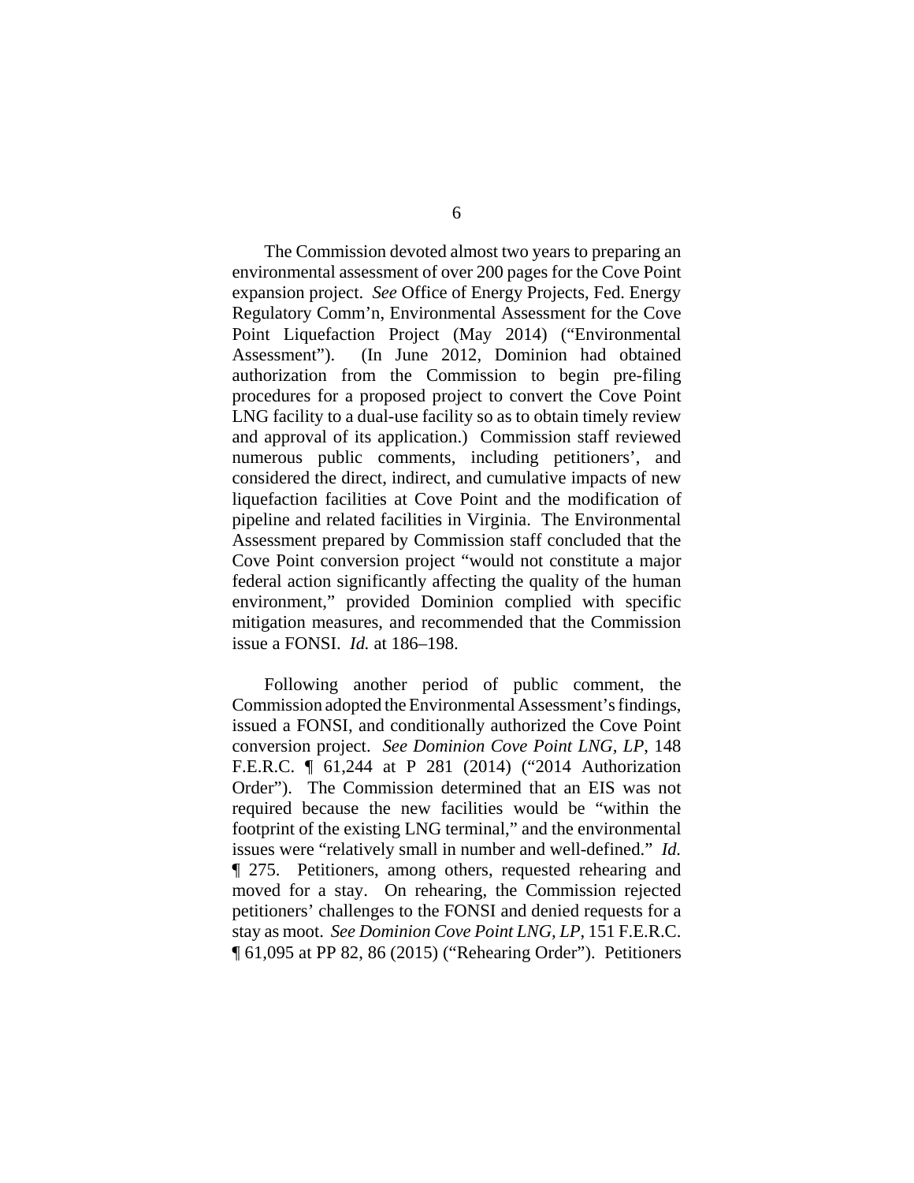The Commission devoted almost two years to preparing an environmental assessment of over 200 pages for the Cove Point expansion project. *See* Office of Energy Projects, Fed. Energy Regulatory Comm'n, Environmental Assessment for the Cove Point Liquefaction Project (May 2014) ("Environmental Assessment"). (In June 2012, Dominion had obtained authorization from the Commission to begin pre-filing procedures for a proposed project to convert the Cove Point LNG facility to a dual-use facility so as to obtain timely review and approval of its application.) Commission staff reviewed numerous public comments, including petitioners', and considered the direct, indirect, and cumulative impacts of new liquefaction facilities at Cove Point and the modification of pipeline and related facilities in Virginia. The Environmental Assessment prepared by Commission staff concluded that the Cove Point conversion project "would not constitute a major federal action significantly affecting the quality of the human environment," provided Dominion complied with specific mitigation measures, and recommended that the Commission issue a FONSI. *Id.* at 186–198.

Following another period of public comment, the Commission adopted the Environmental Assessment's findings, issued a FONSI, and conditionally authorized the Cove Point conversion project. *See Dominion Cove Point LNG, LP*, 148 F.E.R.C. ¶ 61,244 at P 281 (2014) ("2014 Authorization Order"). The Commission determined that an EIS was not required because the new facilities would be "within the footprint of the existing LNG terminal," and the environmental issues were "relatively small in number and well-defined." *Id.* ¶ 275. Petitioners, among others, requested rehearing and moved for a stay. On rehearing, the Commission rejected petitioners' challenges to the FONSI and denied requests for a stay as moot. *See Dominion Cove Point LNG, LP*, 151 F.E.R.C. ¶ 61,095 at PP 82, 86 (2015) ("Rehearing Order"). Petitioners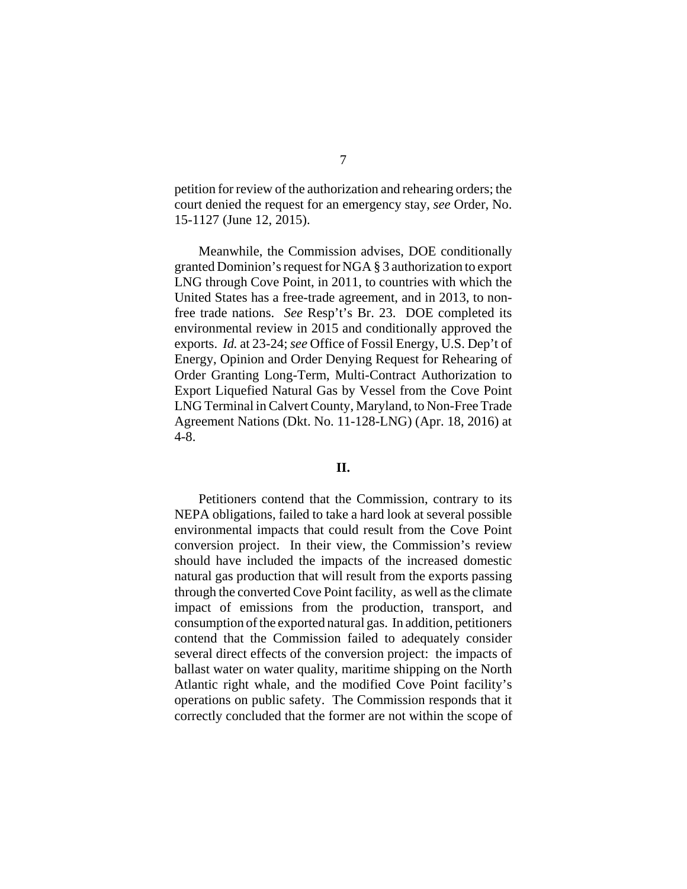petition for review of the authorization and rehearing orders; the court denied the request for an emergency stay, *see* Order, No. 15-1127 (June 12, 2015).

Meanwhile, the Commission advises, DOE conditionally granted Dominion's request for NGA § 3 authorization to export LNG through Cove Point, in 2011, to countries with which the United States has a free-trade agreement, and in 2013, to non-free trade nations. *See* Resp't's Br. 23. DOE completed its environmental review in 2015 and conditionally approved the exports. *Id.* at 23-24; *see* Office of Fossil Energy, U.S. Dep't of Energy, Opinion and Order Denying Request for Rehearing of Order Granting Long-Term, Multi-Contract Authorization to Export Liquefied Natural Gas by Vessel from the Cove Point LNG Terminal in Calvert County, Maryland, to Non-Free Trade Agreement Nations (Dkt. No. 11-128-LNG) (Apr. 18, 2016) at 4-8.

## II.

Petitioners contend that the Commission, contrary to its NEPA obligations, failed to take a hard look at several possible environmental impacts that could result from the Cove Point conversion project. In their view, the Commission's review should have included the impacts of the increased domestic natural gas production that will result from the exports passing through the converted Cove Point facility, as well as the climate impact of emissions from the production, transport, and consumption of the exported natural gas. In addition, petitioners contend that the Commission failed to adequately consider several direct effects of the conversion project: the impacts of ballast water on water quality, maritime shipping on the North Atlantic right whale, and the modified Cove Point facility's operations on public safety. The Commission responds that it correctly concluded that the former are not within the scope of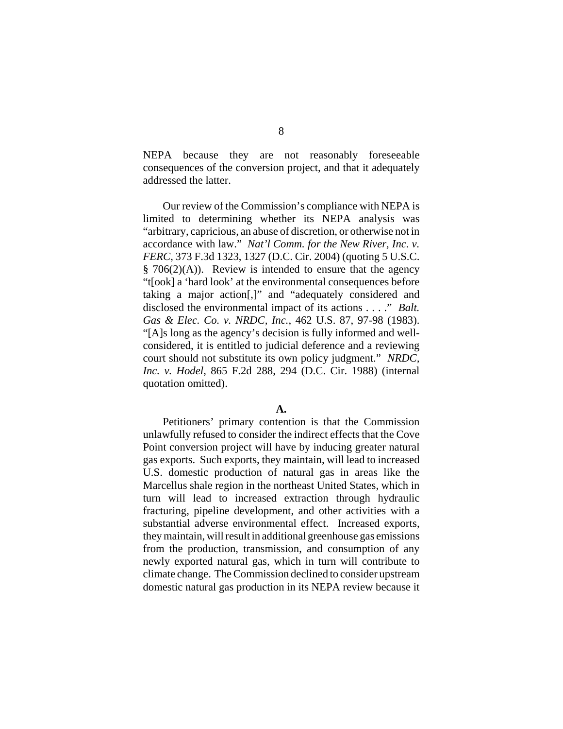NEPA because they are not reasonably foreseeable consequences of the conversion project, and that it adequately addressed the latter.

Our review of the Commission's compliance with NEPA is limited to determining whether its NEPA analysis was "arbitrary, capricious, an abuse of discretion, or otherwise not in accordance with law." *Nat'l Comm. for the New River, Inc. v. FERC*, 373 F.3d 1323, 1327 (D.C. Cir. 2004) (quoting 5 U.S.C. § 706(2)(A)). Review is intended to ensure that the agency "t[ook] a 'hard look' at the environmental consequences before taking a major action[,]" and "adequately considered and disclosed the environmental impact of its actions . . . ." *Balt. Gas & Elec. Co. v. NRDC, Inc.*, 462 U.S. 87, 97-98 (1983). "[A]s long as the agency's decision is fully informed and well-considered, it is entitled to judicial deference and a reviewing court should not substitute its own policy judgment." *NRDC, Inc. v. Hodel*, 865 F.2d 288, 294 (D.C. Cir. 1988) (internal quotation omitted).

**A.**

Petitioners' primary contention is that the Commission unlawfully refused to consider the indirect effects that the Cove Point conversion project will have by inducing greater natural gas exports. Such exports, they maintain, will lead to increased U.S. domestic production of natural gas in areas like the Marcellus shale region in the northeast United States, which in turn will lead to increased extraction through hydraulic fracturing, pipeline development, and other activities with a substantial adverse environmental effect. Increased exports, they maintain, will result in additional greenhouse gas emissions from the production, transmission, and consumption of any newly exported natural gas, which in turn will contribute to climate change. The Commission declined to consider upstream domestic natural gas production in its NEPA review because it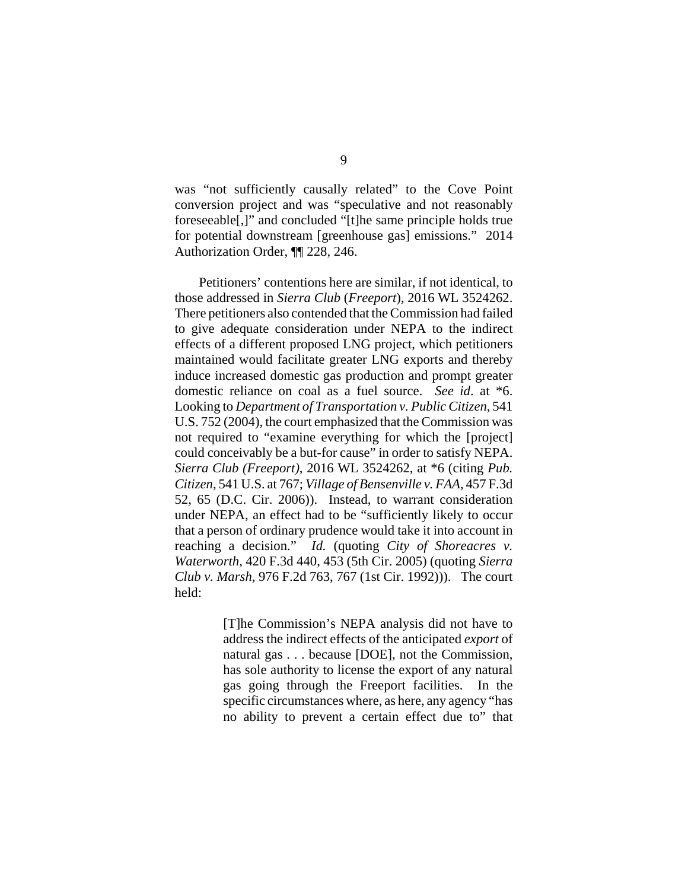was "not sufficiently causally related" to the Cove Point conversion project and was "speculative and not reasonably foreseeable[,]" and concluded "[t]he same principle holds true for potential downstream [greenhouse gas] emissions." 2014 Authorization Order, ¶¶ 228, 246.

Petitioners' contentions here are similar, if not identical, to those addressed in *Sierra Club* (*Freeport*), 2016 WL 3524262. There petitioners also contended that the Commission had failed to give adequate consideration under NEPA to the indirect effects of a different proposed LNG project, which petitioners maintained would facilitate greater LNG exports and thereby induce increased domestic gas production and prompt greater domestic reliance on coal as a fuel source. *See id*. at *6. Looking to *Department of Transportation v. Public Citizen*, 541 U.S. 752 (2004), the court emphasized that the Commission was not required to "examine everything for which the [project] could conceivably be a but-for cause" in order to satisfy NEPA. *Sierra Club (Freeport)*, 2016 WL 3524262, at *6 (citing *Pub. Citizen*, 541 U.S. at 767; *Village of Bensenville v. FAA*, 457 F.3d 52, 65 (D.C. Cir. 2006)). Instead, to warrant consideration under NEPA, an effect had to be "sufficiently likely to occur that a person of ordinary prudence would take it into account in reaching a decision." *Id.* (quoting *City of Shoreacres v. Waterworth*, 420 F.3d 440, 453 (5th Cir. 2005) (quoting *Sierra Club v. Marsh*, 976 F.2d 763, 767 (1st Cir. 1992))). The court held:

> [T]he Commission's NEPA analysis did not have to address the indirect effects of the anticipated *export* of natural gas . . . because [DOE], not the Commission, has sole authority to license the export of any natural gas going through the Freeport facilities. In the specific circumstances where, as here, any agency "has no ability to prevent a certain effect due to" that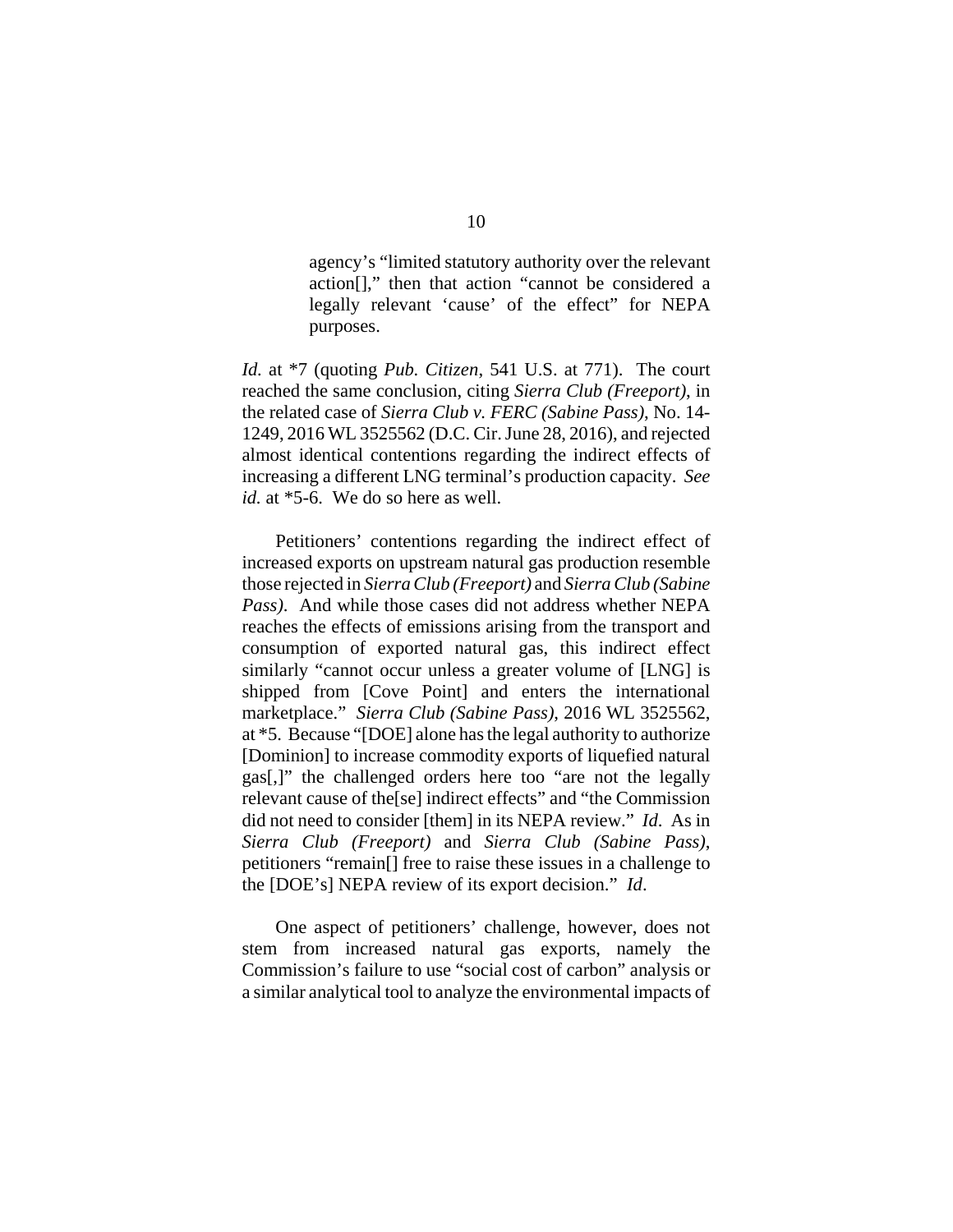> agency's "limited statutory authority over the relevant action[]," then that action "cannot be considered a legally relevant 'cause' of the effect" for NEPA purposes.

*Id.* at *7 (quoting *Pub. Citizen*, 541 U.S. at 771). The court reached the same conclusion, citing *Sierra Club (Freeport)*, in the related case of *Sierra Club v. FERC (Sabine Pass)*, No. 14-1249, 2016 WL 3525562 (D.C. Cir. June 28, 2016), and rejected almost identical contentions regarding the indirect effects of increasing a different LNG terminal's production capacity. *See id.* at *5-6. We do so here as well.

Petitioners' contentions regarding the indirect effect of increased exports on upstream natural gas production resemble those rejected in *Sierra Club (Freeport)* and *Sierra Club (Sabine Pass)*. And while those cases did not address whether NEPA reaches the effects of emissions arising from the transport and consumption of exported natural gas, this indirect effect similarly "cannot occur unless a greater volume of [LNG] is shipped from [Cove Point] and enters the international marketplace." *Sierra Club (Sabine Pass)*, 2016 WL 3525562, at *5. Because "[DOE] alone has the legal authority to authorize [Dominion] to increase commodity exports of liquefied natural gas[,]" the challenged orders here too "are not the legally relevant cause of the[se] indirect effects" and "the Commission did not need to consider [them] in its NEPA review." *Id*. As in *Sierra Club (Freeport)* and *Sierra Club (Sabine Pass)*, petitioners "remain[] free to raise these issues in a challenge to the [DOE's] NEPA review of its export decision." *Id*.

One aspect of petitioners' challenge, however, does not stem from increased natural gas exports, namely the Commission's failure to use "social cost of carbon" analysis or a similar analytical tool to analyze the environmental impacts of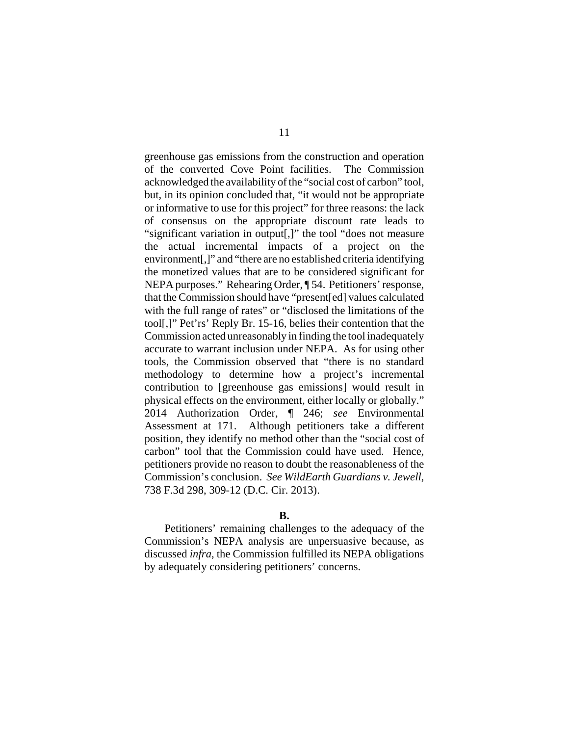greenhouse gas emissions from the construction and operation of the converted Cove Point facilities. The Commission acknowledged the availability of the "social cost of carbon" tool, but, in its opinion concluded that, "it would not be appropriate or informative to use for this project" for three reasons: the lack of consensus on the appropriate discount rate leads to "significant variation in output[,]" the tool "does not measure the actual incremental impacts of a project on the environment[,]" and "there are no established criteria identifying the monetized values that are to be considered significant for NEPA purposes." Rehearing Order, ¶ 54. Petitioners' response, that the Commission should have "present[ed] values calculated with the full range of rates" or "disclosed the limitations of the tool[,]" Pet'rs' Reply Br. 15-16, belies their contention that the Commission acted unreasonably in finding the tool inadequately accurate to warrant inclusion under NEPA. As for using other tools, the Commission observed that "there is no standard methodology to determine how a project's incremental contribution to [greenhouse gas emissions] would result in physical effects on the environment, either locally or globally." 2014 Authorization Order, ¶ 246; *see* Environmental Assessment at 171. Although petitioners take a different position, they identify no method other than the "social cost of carbon" tool that the Commission could have used. Hence, petitioners provide no reason to doubt the reasonableness of the Commission's conclusion. *See WildEarth Guardians v. Jewell*, 738 F.3d 298, 309-12 (D.C. Cir. 2013).

**B.**

Petitioners' remaining challenges to the adequacy of the Commission's NEPA analysis are unpersuasive because, as discussed *infra*, the Commission fulfilled its NEPA obligations by adequately considering petitioners' concerns.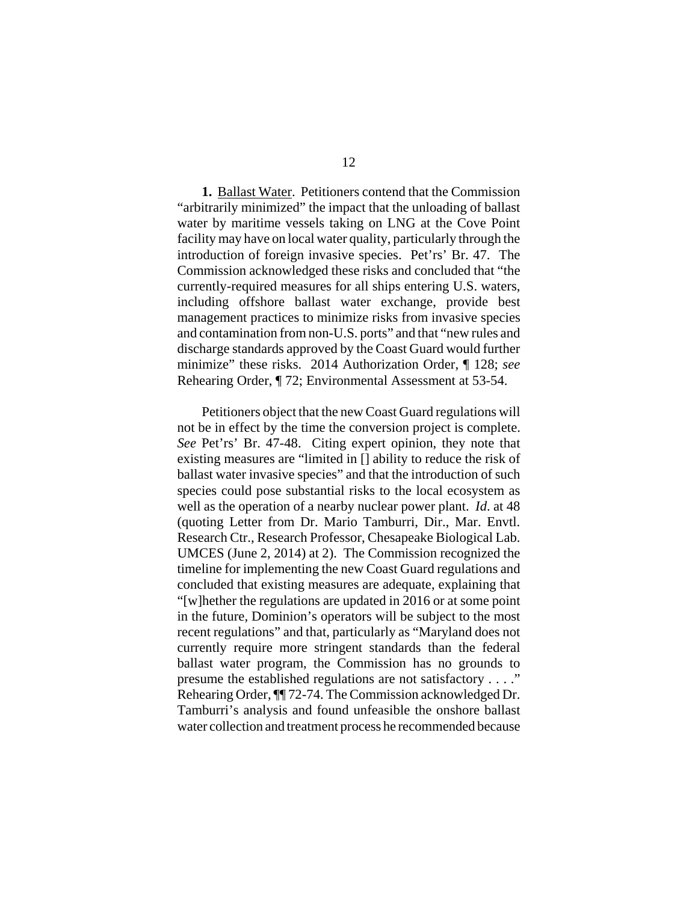**1.** Ballast Water. Petitioners contend that the Commission "arbitrarily minimized" the impact that the unloading of ballast water by maritime vessels taking on LNG at the Cove Point facility may have on local water quality, particularly through the introduction of foreign invasive species. Pet'rs' Br. 47. The Commission acknowledged these risks and concluded that "the currently-required measures for all ships entering U.S. waters, including offshore ballast water exchange, provide best management practices to minimize risks from invasive species and contamination from non-U.S. ports" and that "new rules and discharge standards approved by the Coast Guard would further minimize" these risks. 2014 Authorization Order, ¶ 128; *see* Rehearing Order, ¶ 72; Environmental Assessment at 53-54.

Petitioners object that the new Coast Guard regulations will not be in effect by the time the conversion project is complete. *See* Pet'rs' Br. 47-48. Citing expert opinion, they note that existing measures are "limited in [] ability to reduce the risk of ballast water invasive species" and that the introduction of such species could pose substantial risks to the local ecosystem as well as the operation of a nearby nuclear power plant. *Id*. at 48 (quoting Letter from Dr. Mario Tamburri, Dir., Mar. Envtl. Research Ctr., Research Professor, Chesapeake Biological Lab. UMCES (June 2, 2014) at 2). The Commission recognized the timeline for implementing the new Coast Guard regulations and concluded that existing measures are adequate, explaining that "[w]hether the regulations are updated in 2016 or at some point in the future, Dominion's operators will be subject to the most recent regulations" and that, particularly as "Maryland does not currently require more stringent standards than the federal ballast water program, the Commission has no grounds to presume the established regulations are not satisfactory . . . ." Rehearing Order, ¶¶ 72-74. The Commission acknowledged Dr. Tamburri's analysis and found unfeasible the onshore ballast water collection and treatment process he recommended because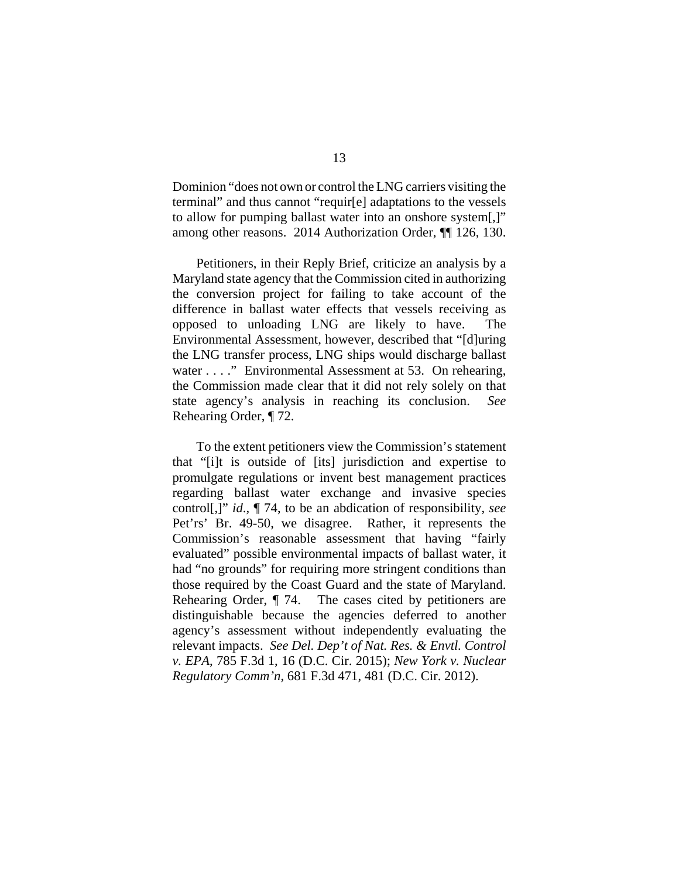Dominion "does not own or control the LNG carriers visiting the terminal" and thus cannot "requir[e] adaptations to the vessels to allow for pumping ballast water into an onshore system[,]" among other reasons. 2014 Authorization Order, ¶¶ 126, 130.

Petitioners, in their Reply Brief, criticize an analysis by a Maryland state agency that the Commission cited in authorizing the conversion project for failing to take account of the difference in ballast water effects that vessels receiving as opposed to unloading LNG are likely to have. The Environmental Assessment, however, described that "[d]uring the LNG transfer process, LNG ships would discharge ballast water . . . ." Environmental Assessment at 53. On rehearing, the Commission made clear that it did not rely solely on that state agency's analysis in reaching its conclusion. *See* Rehearing Order, ¶ 72.

To the extent petitioners view the Commission's statement that "[i]t is outside of [its] jurisdiction and expertise to promulgate regulations or invent best management practices regarding ballast water exchange and invasive species control[,]" *id*., ¶ 74, to be an abdication of responsibility, *see* Pet'rs' Br. 49-50, we disagree. Rather, it represents the Commission's reasonable assessment that having "fairly evaluated" possible environmental impacts of ballast water, it had "no grounds" for requiring more stringent conditions than those required by the Coast Guard and the state of Maryland. Rehearing Order, ¶ 74. The cases cited by petitioners are distinguishable because the agencies deferred to another agency's assessment without independently evaluating the relevant impacts. *See Del. Dep't of Nat. Res. & Envtl. Control v. EPA*, 785 F.3d 1, 16 (D.C. Cir. 2015); *New York v. Nuclear Regulatory Comm'n*, 681 F.3d 471, 481 (D.C. Cir. 2012).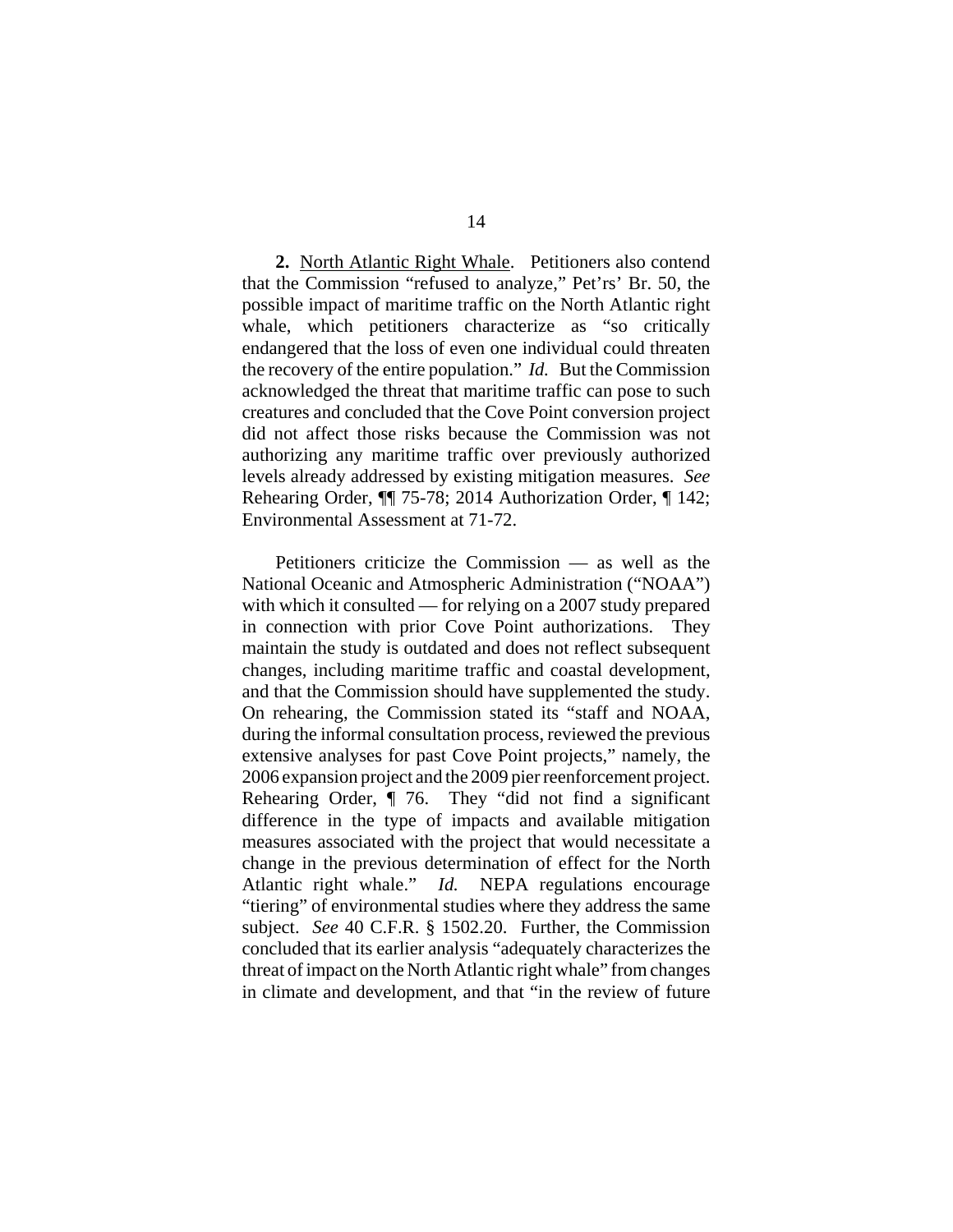**2.** <u>North Atlantic Right Whale</u>. Petitioners also contend that the Commission "refused to analyze," Pet'rs' Br. 50, the possible impact of maritime traffic on the North Atlantic right whale, which petitioners characterize as "so critically endangered that the loss of even one individual could threaten the recovery of the entire population." *Id.* But the Commission acknowledged the threat that maritime traffic can pose to such creatures and concluded that the Cove Point conversion project did not affect those risks because the Commission was not authorizing any maritime traffic over previously authorized levels already addressed by existing mitigation measures. *See* Rehearing Order, ¶¶ 75-78; 2014 Authorization Order, ¶ 142; Environmental Assessment at 71-72.

Petitioners criticize the Commission — as well as the National Oceanic and Atmospheric Administration ("NOAA") with which it consulted — for relying on a 2007 study prepared in connection with prior Cove Point authorizations. They maintain the study is outdated and does not reflect subsequent changes, including maritime traffic and coastal development, and that the Commission should have supplemented the study. On rehearing, the Commission stated its "staff and NOAA, during the informal consultation process, reviewed the previous extensive analyses for past Cove Point projects," namely, the 2006 expansion project and the 2009 pier reenforcement project. Rehearing Order, ¶ 76. They "did not find a significant difference in the type of impacts and available mitigation measures associated with the project that would necessitate a change in the previous determination of effect for the North Atlantic right whale." *Id.* NEPA regulations encourage "tiering" of environmental studies where they address the same subject. *See* 40 C.F.R. § 1502.20. Further, the Commission concluded that its earlier analysis "adequately characterizes the threat of impact on the North Atlantic right whale" from changes in climate and development, and that "in the review of future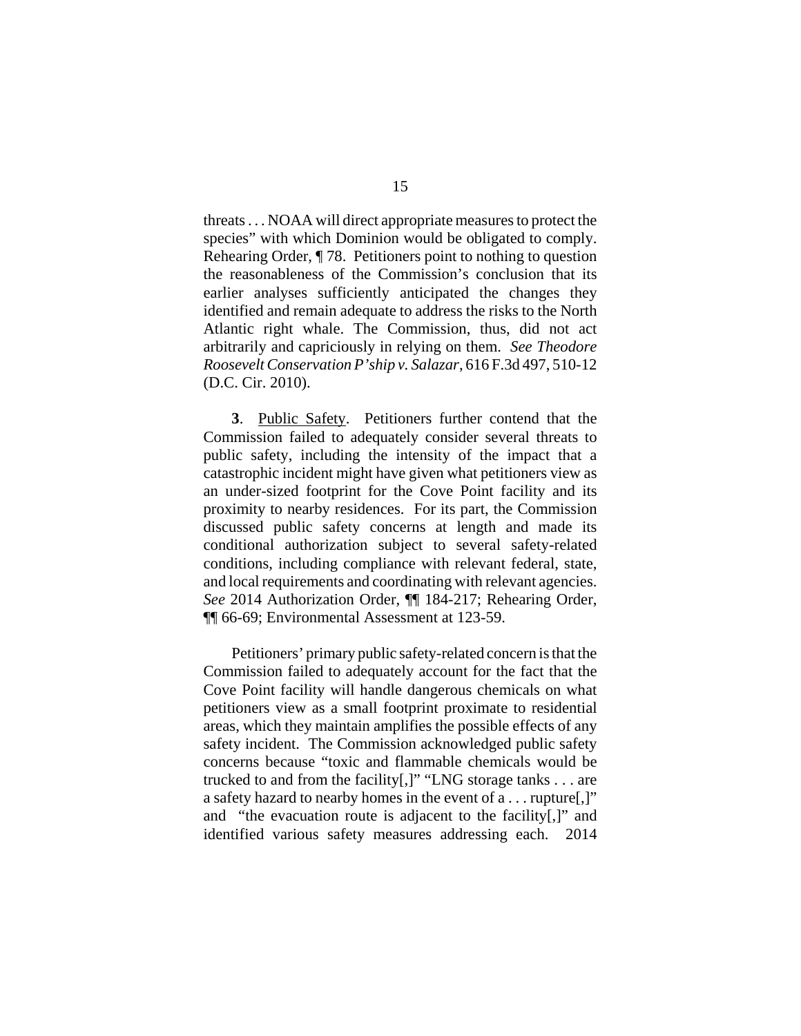threats . . . NOAA will direct appropriate measures to protect the species" with which Dominion would be obligated to comply. Rehearing Order, ¶ 78. Petitioners point to nothing to question the reasonableness of the Commission's conclusion that its earlier analyses sufficiently anticipated the changes they identified and remain adequate to address the risks to the North Atlantic right whale. The Commission, thus, did not act arbitrarily and capriciously in relying on them. *See Theodore Roosevelt Conservation P'ship v. Salazar*, 616 F.3d 497, 510-12 (D.C. Cir. 2010).

**3**. <u>Public Safety</u>. Petitioners further contend that the Commission failed to adequately consider several threats to public safety, including the intensity of the impact that a catastrophic incident might have given what petitioners view as an under-sized footprint for the Cove Point facility and its proximity to nearby residences. For its part, the Commission discussed public safety concerns at length and made its conditional authorization subject to several safety-related conditions, including compliance with relevant federal, state, and local requirements and coordinating with relevant agencies. *See* 2014 Authorization Order, ¶¶ 184-217; Rehearing Order, ¶¶ 66-69; Environmental Assessment at 123-59.

Petitioners' primary public safety-related concern is that the Commission failed to adequately account for the fact that the Cove Point facility will handle dangerous chemicals on what petitioners view as a small footprint proximate to residential areas, which they maintain amplifies the possible effects of any safety incident. The Commission acknowledged public safety concerns because "toxic and flammable chemicals would be trucked to and from the facility[,]" "LNG storage tanks . . . are a safety hazard to nearby homes in the event of a . . . rupture[,]" and "the evacuation route is adjacent to the facility[,]" and identified various safety measures addressing each. 2014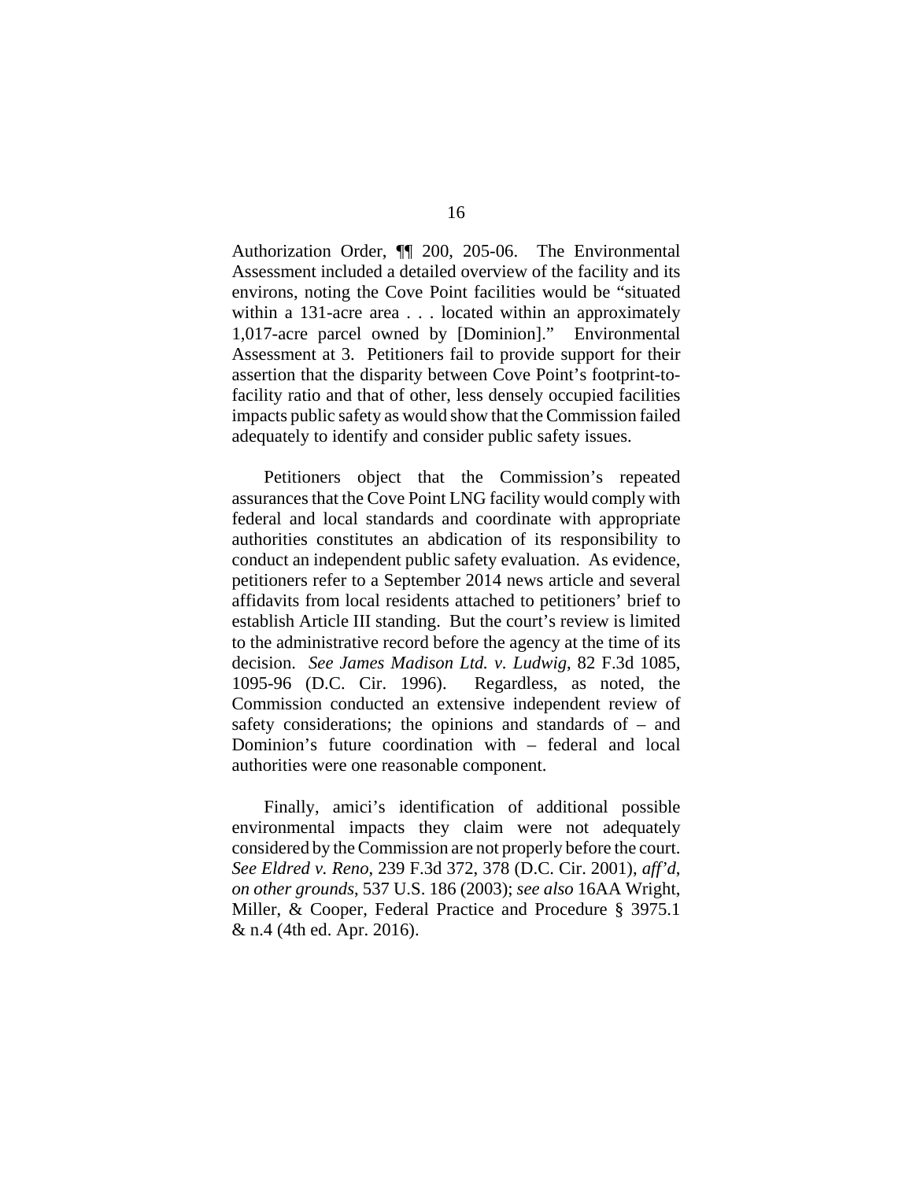Authorization Order, ¶¶ 200, 205-06. The Environmental Assessment included a detailed overview of the facility and its environs, noting the Cove Point facilities would be "situated within a 131-acre area . . . located within an approximately 1,017-acre parcel owned by [Dominion]." Environmental Assessment at 3. Petitioners fail to provide support for their assertion that the disparity between Cove Point's footprint-to-facility ratio and that of other, less densely occupied facilities impacts public safety as would show that the Commission failed adequately to identify and consider public safety issues.

Petitioners object that the Commission's repeated assurances that the Cove Point LNG facility would comply with federal and local standards and coordinate with appropriate authorities constitutes an abdication of its responsibility to conduct an independent public safety evaluation. As evidence, petitioners refer to a September 2014 news article and several affidavits from local residents attached to petitioners' brief to establish Article III standing. But the court's review is limited to the administrative record before the agency at the time of its decision. *See James Madison Ltd. v. Ludwig*, 82 F.3d 1085, 1095-96 (D.C. Cir. 1996). Regardless, as noted, the Commission conducted an extensive independent review of safety considerations; the opinions and standards of – and Dominion's future coordination with – federal and local authorities were one reasonable component.

Finally, amici's identification of additional possible environmental impacts they claim were not adequately considered by the Commission are not properly before the court. *See Eldred v. Reno*, 239 F.3d 372, 378 (D.C. Cir. 2001), *aff'd*, *on other grounds*, 537 U.S. 186 (2003); *see also* 16AA Wright, Miller, & Cooper, Federal Practice and Procedure § 3975.1 & n.4 (4th ed. Apr. 2016).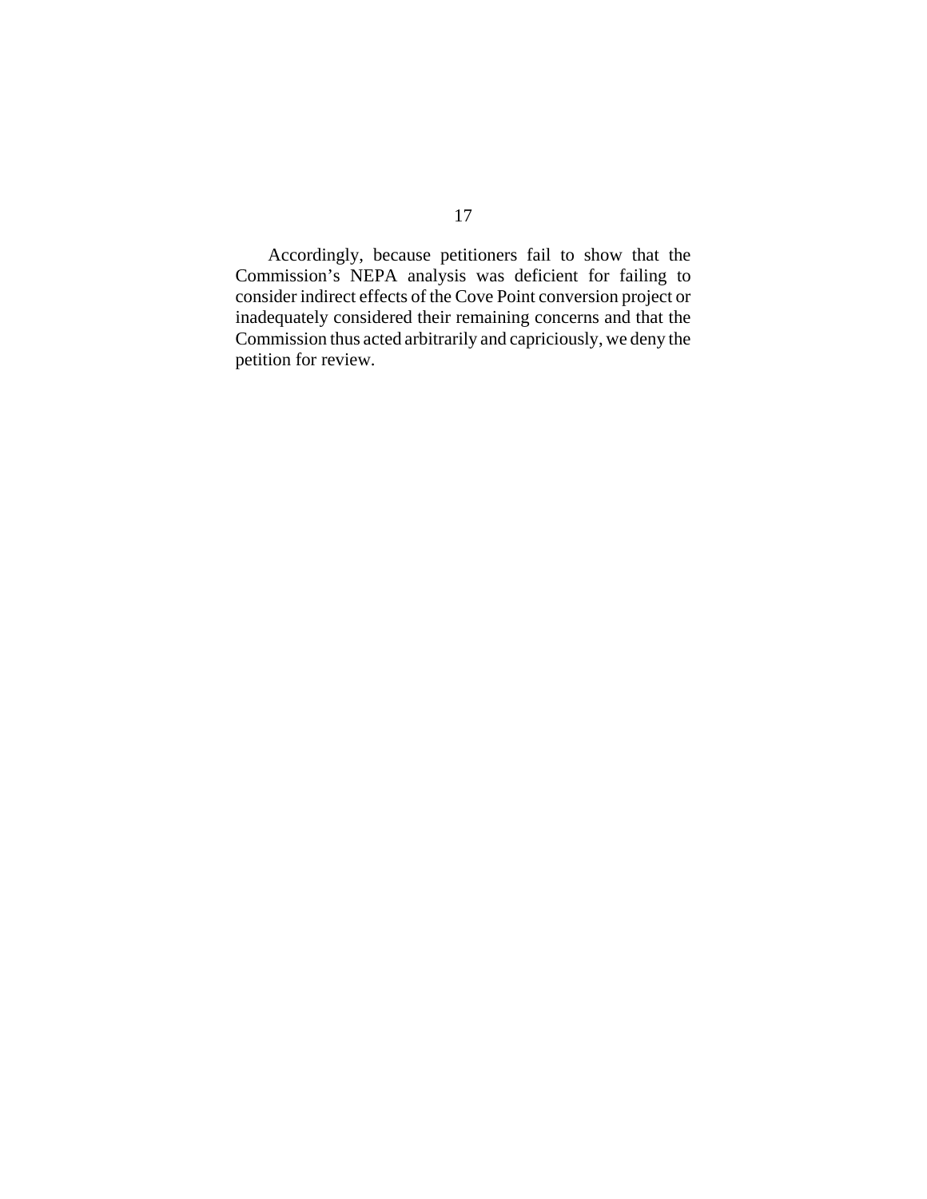Accordingly, because petitioners fail to show that the Commission's NEPA analysis was deficient for failing to consider indirect effects of the Cove Point conversion project or inadequately considered their remaining concerns and that the Commission thus acted arbitrarily and capriciously, we deny the petition for review.